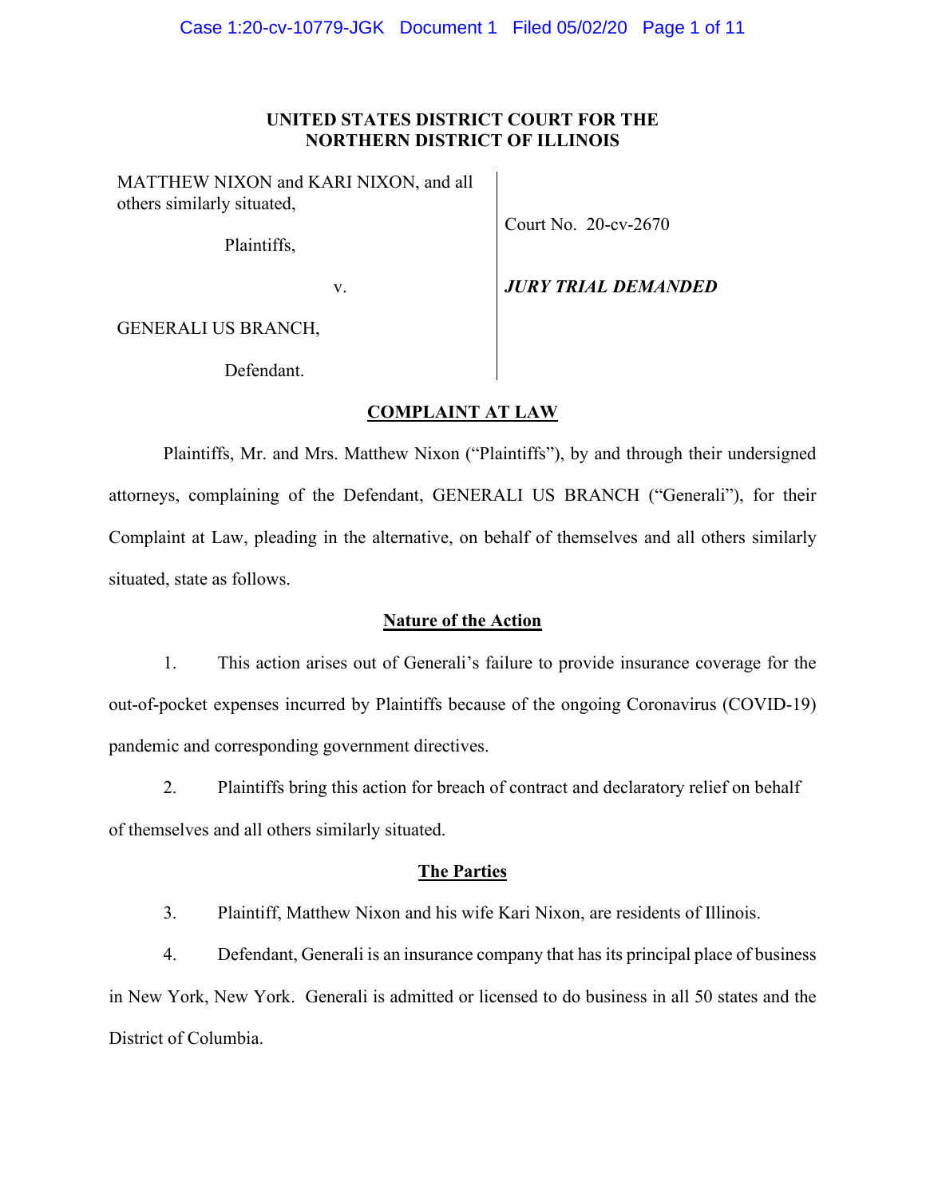**UNITED STATES DISTRICT COURT FOR THE NORTHERN DISTRICT OF ILLINOIS**

| | |
|---|---|
| MATTHEW NIXON and KARI NIXON, and all others similarly situated, | |
| Plaintiffs, | Court No. 20-cv-2670 |
| v. | ***JURY TRIAL DEMANDED*** |
| GENERALI US BRANCH, | |
| Defendant. | |

## COMPLAINT AT LAW

Plaintiffs, Mr. and Mrs. Matthew Nixon ("Plaintiffs"), by and through their undersigned attorneys, complaining of the Defendant, GENERALI US BRANCH ("Generali"), for their Complaint at Law, pleading in the alternative, on behalf of themselves and all others similarly situated, state as follows.

### Nature of the Action

1. This action arises out of Generali's failure to provide insurance coverage for the out-of-pocket expenses incurred by Plaintiffs because of the ongoing Coronavirus (COVID-19) pandemic and corresponding government directives.

2. Plaintiffs bring this action for breach of contract and declaratory relief on behalf of themselves and all others similarly situated.

### The Parties

3. Plaintiff, Matthew Nixon and his wife Kari Nixon, are residents of Illinois.

4. Defendant, Generali is an insurance company that has its principal place of business in New York, New York. Generali is admitted or licensed to do business in all 50 states and the District of Columbia.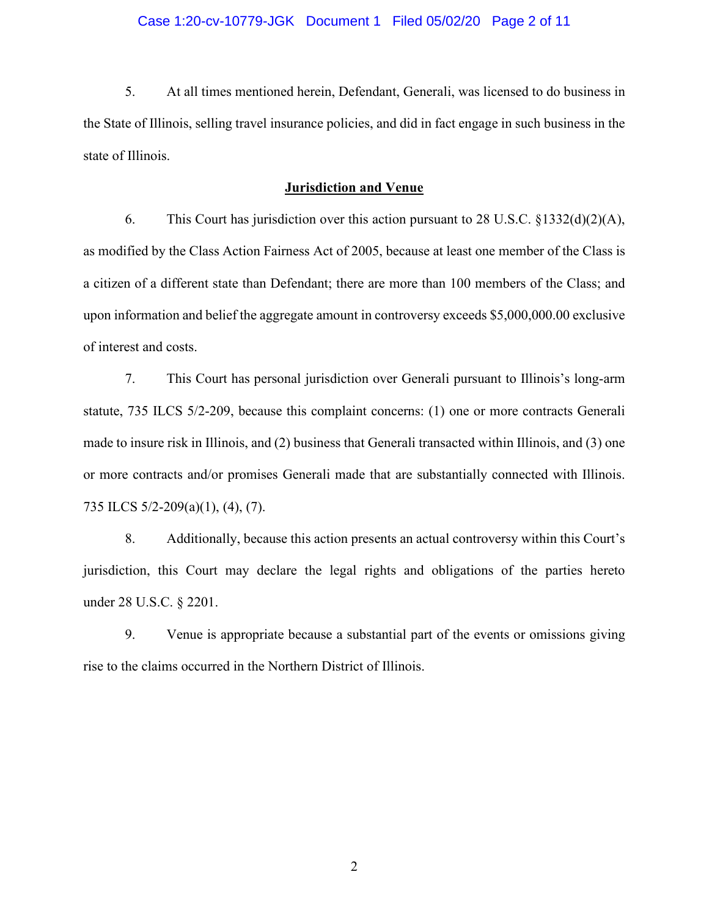5. At all times mentioned herein, Defendant, Generali, was licensed to do business in the State of Illinois, selling travel insurance policies, and did in fact engage in such business in the state of Illinois.

## Jurisdiction and Venue

6. This Court has jurisdiction over this action pursuant to 28 U.S.C. §1332(d)(2)(A), as modified by the Class Action Fairness Act of 2005, because at least one member of the Class is a citizen of a different state than Defendant; there are more than 100 members of the Class; and upon information and belief the aggregate amount in controversy exceeds $5,000,000.00 exclusive of interest and costs.

7. This Court has personal jurisdiction over Generali pursuant to Illinois's long-arm statute, 735 ILCS 5/2-209, because this complaint concerns: (1) one or more contracts Generali made to insure risk in Illinois, and (2) business that Generali transacted within Illinois, and (3) one or more contracts and/or promises Generali made that are substantially connected with Illinois. 735 ILCS 5/2-209(a)(1), (4), (7).

8. Additionally, because this action presents an actual controversy within this Court's jurisdiction, this Court may declare the legal rights and obligations of the parties hereto under 28 U.S.C. § 2201.

9. Venue is appropriate because a substantial part of the events or omissions giving rise to the claims occurred in the Northern District of Illinois.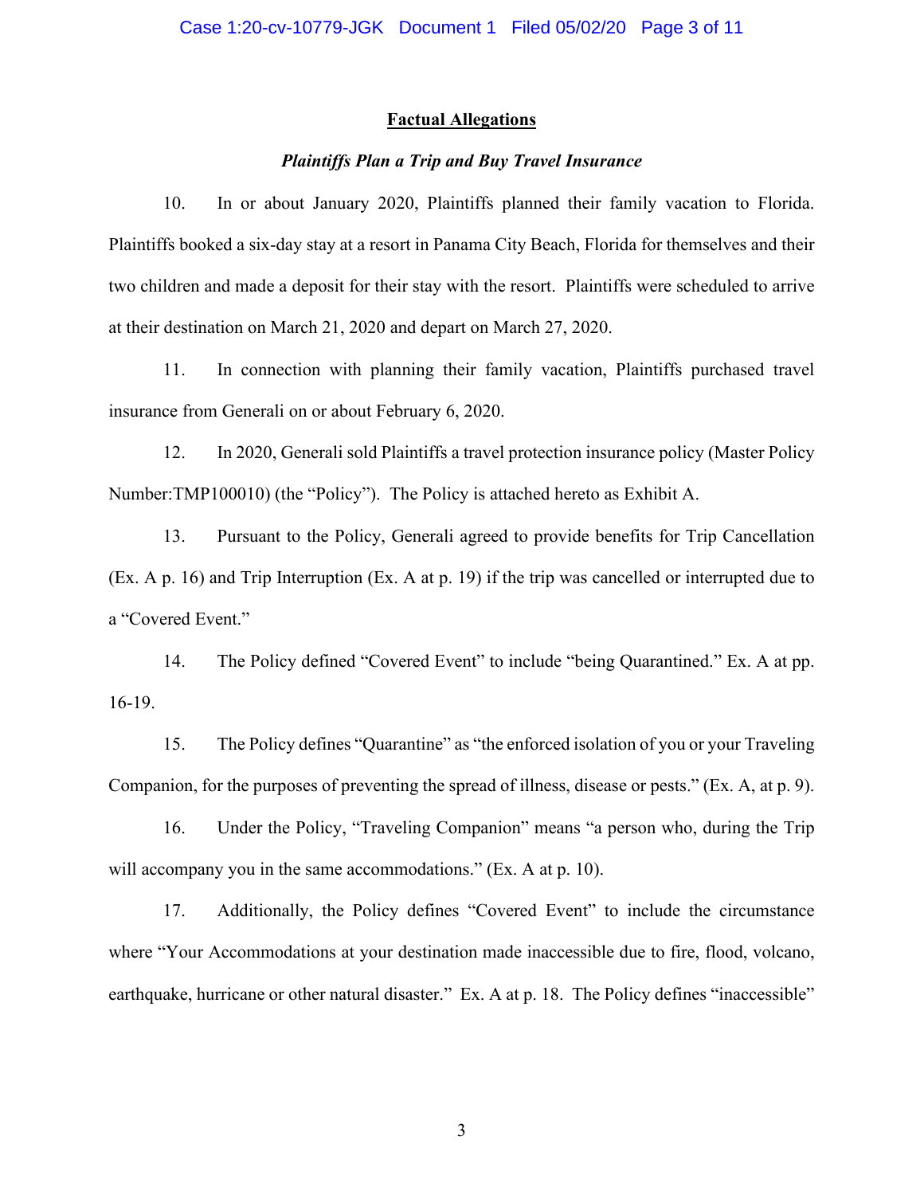## Factual Allegations

### *Plaintiffs Plan a Trip and Buy Travel Insurance*

10. In or about January 2020, Plaintiffs planned their family vacation to Florida. Plaintiffs booked a six-day stay at a resort in Panama City Beach, Florida for themselves and their two children and made a deposit for their stay with the resort. Plaintiffs were scheduled to arrive at their destination on March 21, 2020 and depart on March 27, 2020.

11. In connection with planning their family vacation, Plaintiffs purchased travel insurance from Generali on or about February 6, 2020.

12. In 2020, Generali sold Plaintiffs a travel protection insurance policy (Master Policy Number:TMP100010) (the "Policy"). The Policy is attached hereto as Exhibit A.

13. Pursuant to the Policy, Generali agreed to provide benefits for Trip Cancellation (Ex. A p. 16) and Trip Interruption (Ex. A at p. 19) if the trip was cancelled or interrupted due to a "Covered Event."

14. The Policy defined "Covered Event" to include "being Quarantined." Ex. A at pp. 16-19.

15. The Policy defines "Quarantine" as "the enforced isolation of you or your Traveling Companion, for the purposes of preventing the spread of illness, disease or pests." (Ex. A, at p. 9).

16. Under the Policy, "Traveling Companion" means "a person who, during the Trip will accompany you in the same accommodations." (Ex. A at p. 10).

17. Additionally, the Policy defines "Covered Event" to include the circumstance where "Your Accommodations at your destination made inaccessible due to fire, flood, volcano, earthquake, hurricane or other natural disaster." Ex. A at p. 18. The Policy defines "inaccessible"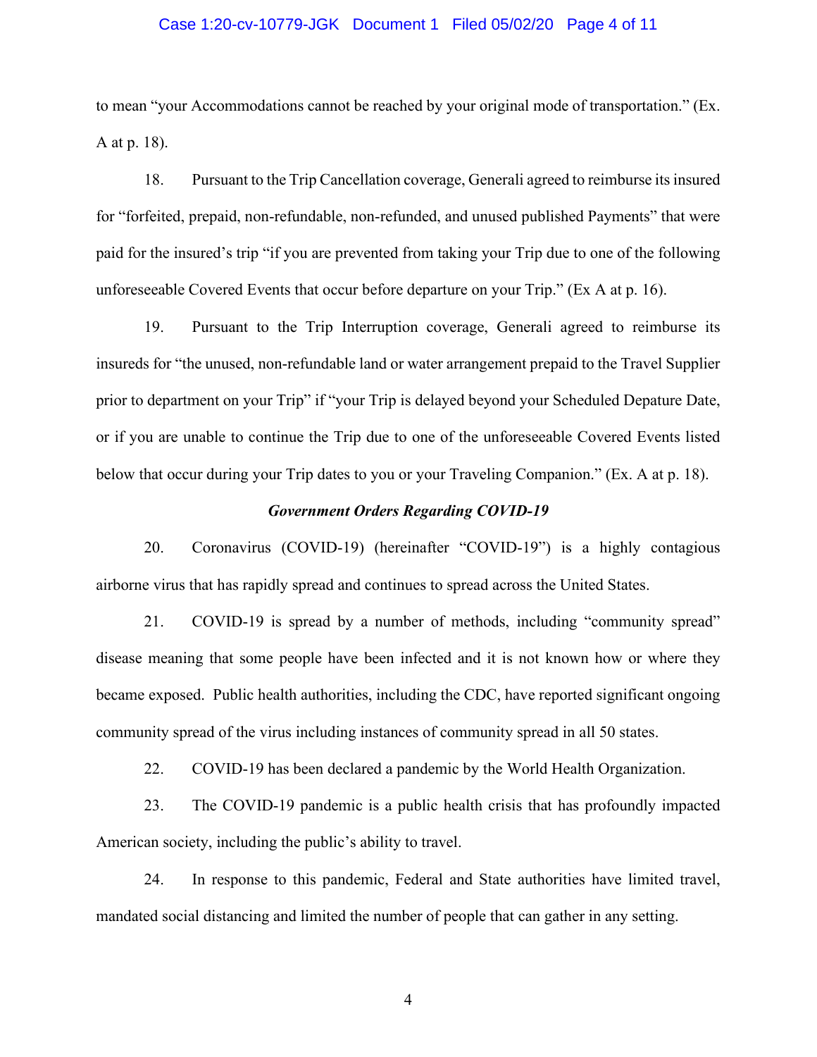to mean "your Accommodations cannot be reached by your original mode of transportation." (Ex. A at p. 18).

18. Pursuant to the Trip Cancellation coverage, Generali agreed to reimburse its insured for "forfeited, prepaid, non-refundable, non-refunded, and unused published Payments" that were paid for the insured's trip "if you are prevented from taking your Trip due to one of the following unforeseeable Covered Events that occur before departure on your Trip." (Ex A at p. 16).

19. Pursuant to the Trip Interruption coverage, Generali agreed to reimburse its insureds for "the unused, non-refundable land or water arrangement prepaid to the Travel Supplier prior to department on your Trip" if "your Trip is delayed beyond your Scheduled Depature Date, or if you are unable to continue the Trip due to one of the unforeseeable Covered Events listed below that occur during your Trip dates to you or your Traveling Companion." (Ex. A at p. 18).

***Government Orders Regarding COVID-19***

20. Coronavirus (COVID-19) (hereinafter "COVID-19") is a highly contagious airborne virus that has rapidly spread and continues to spread across the United States.

21. COVID-19 is spread by a number of methods, including "community spread" disease meaning that some people have been infected and it is not known how or where they became exposed. Public health authorities, including the CDC, have reported significant ongoing community spread of the virus including instances of community spread in all 50 states.

22. COVID-19 has been declared a pandemic by the World Health Organization.

23. The COVID-19 pandemic is a public health crisis that has profoundly impacted American society, including the public's ability to travel.

24. In response to this pandemic, Federal and State authorities have limited travel, mandated social distancing and limited the number of people that can gather in any setting.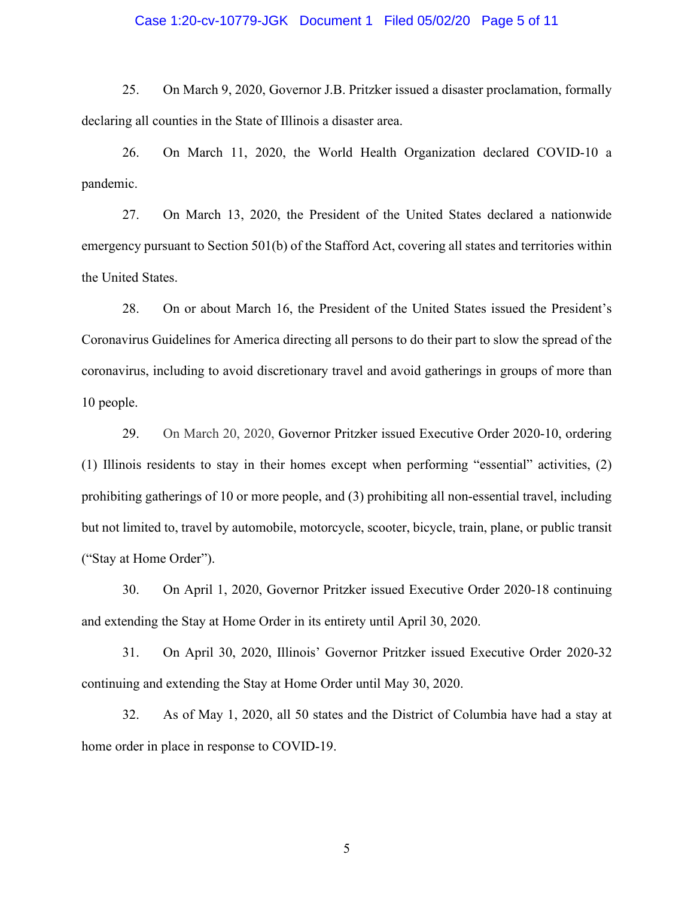25. On March 9, 2020, Governor J.B. Pritzker issued a disaster proclamation, formally declaring all counties in the State of Illinois a disaster area.

26. On March 11, 2020, the World Health Organization declared COVID-10 a pandemic.

27. On March 13, 2020, the President of the United States declared a nationwide emergency pursuant to Section 501(b) of the Stafford Act, covering all states and territories within the United States.

28. On or about March 16, the President of the United States issued the President's Coronavirus Guidelines for America directing all persons to do their part to slow the spread of the coronavirus, including to avoid discretionary travel and avoid gatherings in groups of more than 10 people.

29. On March 20, 2020, Governor Pritzker issued Executive Order 2020-10, ordering (1) Illinois residents to stay in their homes except when performing "essential" activities, (2) prohibiting gatherings of 10 or more people, and (3) prohibiting all non-essential travel, including but not limited to, travel by automobile, motorcycle, scooter, bicycle, train, plane, or public transit ("Stay at Home Order").

30. On April 1, 2020, Governor Pritzker issued Executive Order 2020-18 continuing and extending the Stay at Home Order in its entirety until April 30, 2020.

31. On April 30, 2020, Illinois' Governor Pritzker issued Executive Order 2020-32 continuing and extending the Stay at Home Order until May 30, 2020.

32. As of May 1, 2020, all 50 states and the District of Columbia have had a stay at home order in place in response to COVID-19.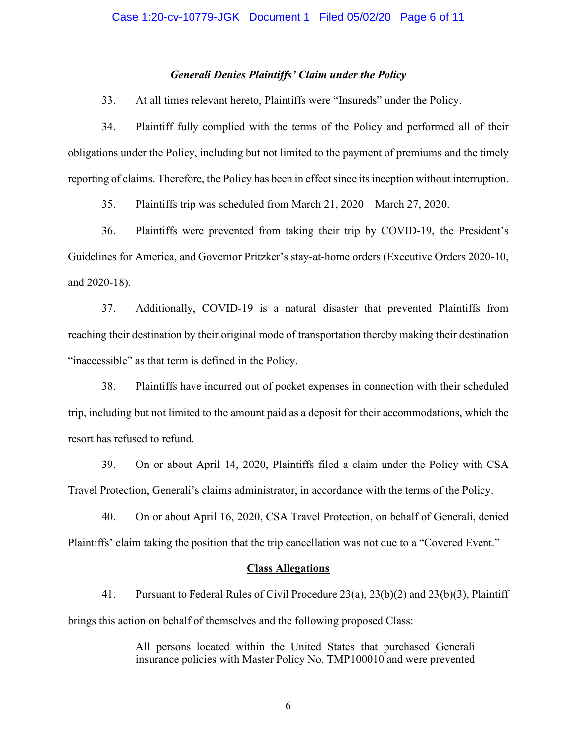### *Generali Denies Plaintiffs' Claim under the Policy*

33. At all times relevant hereto, Plaintiffs were "Insureds" under the Policy.

34. Plaintiff fully complied with the terms of the Policy and performed all of their obligations under the Policy, including but not limited to the payment of premiums and the timely reporting of claims. Therefore, the Policy has been in effect since its inception without interruption.

35. Plaintiffs trip was scheduled from March 21, 2020 – March 27, 2020.

36. Plaintiffs were prevented from taking their trip by COVID-19, the President's Guidelines for America, and Governor Pritzker's stay-at-home orders (Executive Orders 2020-10, and 2020-18).

37. Additionally, COVID-19 is a natural disaster that prevented Plaintiffs from reaching their destination by their original mode of transportation thereby making their destination "inaccessible" as that term is defined in the Policy.

38. Plaintiffs have incurred out of pocket expenses in connection with their scheduled trip, including but not limited to the amount paid as a deposit for their accommodations, which the resort has refused to refund.

39. On or about April 14, 2020, Plaintiffs filed a claim under the Policy with CSA Travel Protection, Generali's claims administrator, in accordance with the terms of the Policy.

40. On or about April 16, 2020, CSA Travel Protection, on behalf of Generali, denied Plaintiffs' claim taking the position that the trip cancellation was not due to a "Covered Event."

## Class Allegations

41. Pursuant to Federal Rules of Civil Procedure 23(a), 23(b)(2) and 23(b)(3), Plaintiff brings this action on behalf of themselves and the following proposed Class:

> All persons located within the United States that purchased Generali insurance policies with Master Policy No. TMP100010 and were prevented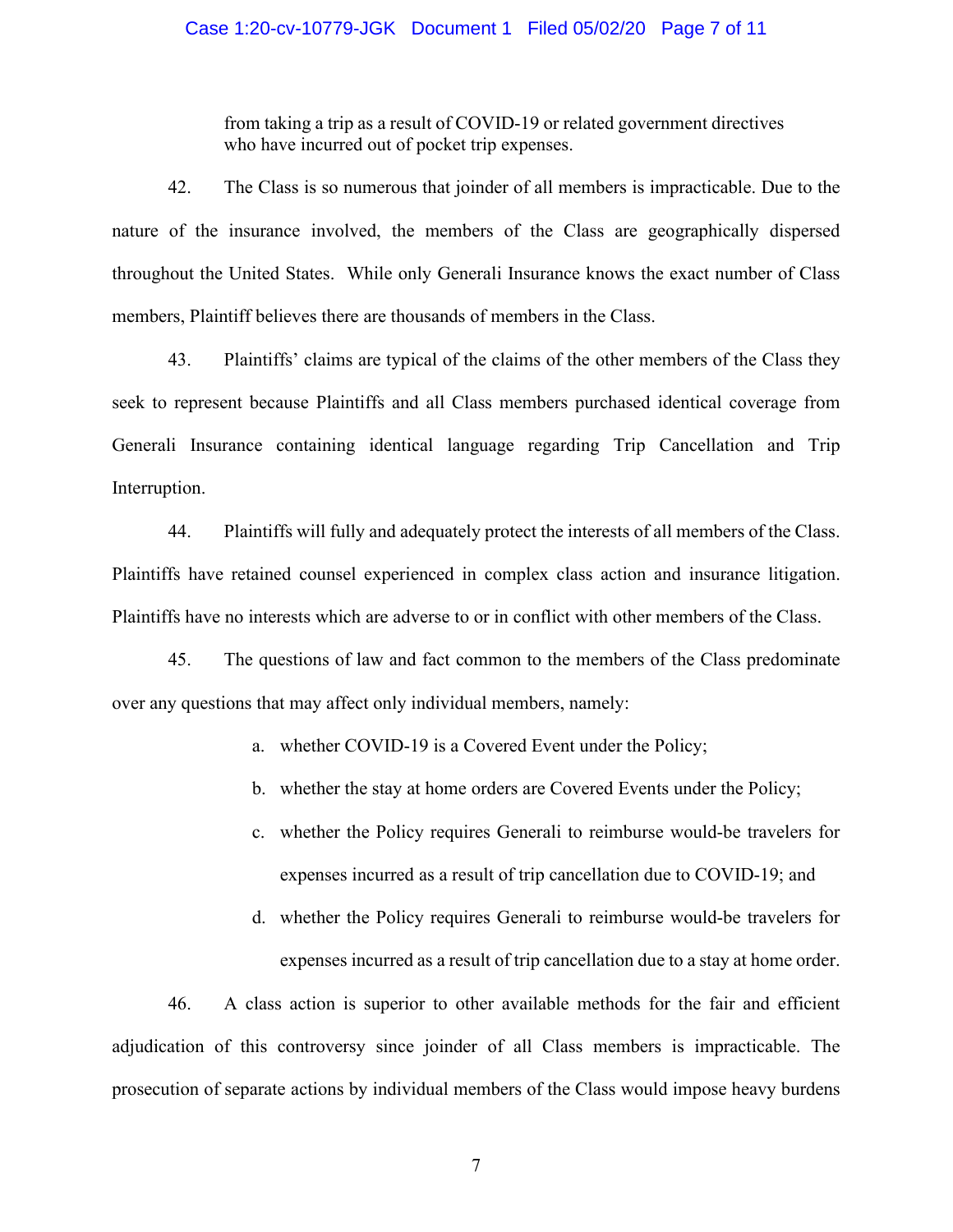from taking a trip as a result of COVID-19 or related government directives who have incurred out of pocket trip expenses.

42. The Class is so numerous that joinder of all members is impracticable. Due to the nature of the insurance involved, the members of the Class are geographically dispersed throughout the United States. While only Generali Insurance knows the exact number of Class members, Plaintiff believes there are thousands of members in the Class.

43. Plaintiffs' claims are typical of the claims of the other members of the Class they seek to represent because Plaintiffs and all Class members purchased identical coverage from Generali Insurance containing identical language regarding Trip Cancellation and Trip Interruption.

44. Plaintiffs will fully and adequately protect the interests of all members of the Class. Plaintiffs have retained counsel experienced in complex class action and insurance litigation. Plaintiffs have no interests which are adverse to or in conflict with other members of the Class.

45. The questions of law and fact common to the members of the Class predominate over any questions that may affect only individual members, namely:

a. whether COVID-19 is a Covered Event under the Policy;

b. whether the stay at home orders are Covered Events under the Policy;

c. whether the Policy requires Generali to reimburse would-be travelers for expenses incurred as a result of trip cancellation due to COVID-19; and

d. whether the Policy requires Generali to reimburse would-be travelers for expenses incurred as a result of trip cancellation due to a stay at home order.

46. A class action is superior to other available methods for the fair and efficient adjudication of this controversy since joinder of all Class members is impracticable. The prosecution of separate actions by individual members of the Class would impose heavy burdens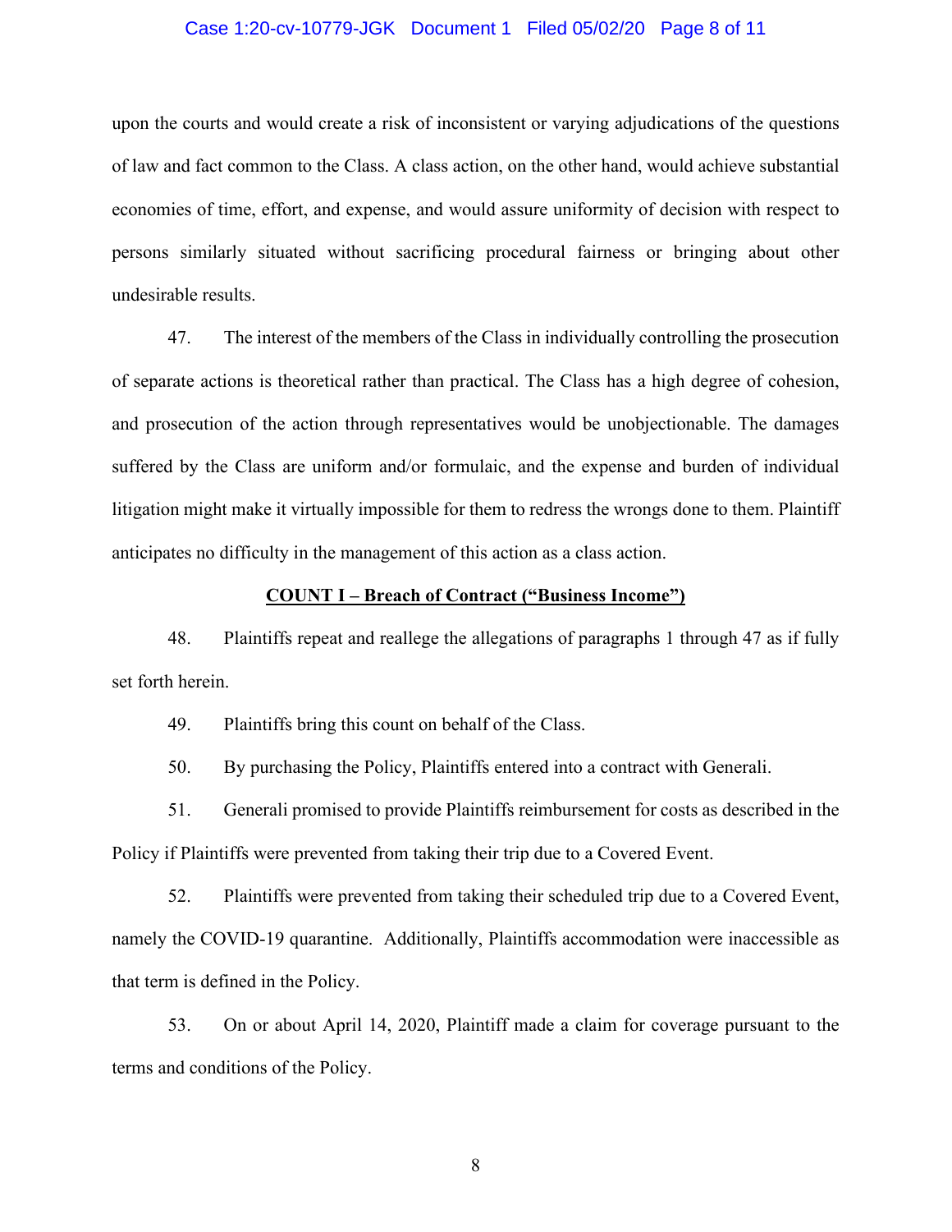upon the courts and would create a risk of inconsistent or varying adjudications of the questions of law and fact common to the Class. A class action, on the other hand, would achieve substantial economies of time, effort, and expense, and would assure uniformity of decision with respect to persons similarly situated without sacrificing procedural fairness or bringing about other undesirable results.

47. The interest of the members of the Class in individually controlling the prosecution of separate actions is theoretical rather than practical. The Class has a high degree of cohesion, and prosecution of the action through representatives would be unobjectionable. The damages suffered by the Class are uniform and/or formulaic, and the expense and burden of individual litigation might make it virtually impossible for them to redress the wrongs done to them. Plaintiff anticipates no difficulty in the management of this action as a class action.

**COUNT I – Breach of Contract ("Business Income")**

48. Plaintiffs repeat and reallege the allegations of paragraphs 1 through 47 as if fully set forth herein.

49. Plaintiffs bring this count on behalf of the Class.

50. By purchasing the Policy, Plaintiffs entered into a contract with Generali.

51. Generali promised to provide Plaintiffs reimbursement for costs as described in the Policy if Plaintiffs were prevented from taking their trip due to a Covered Event.

52. Plaintiffs were prevented from taking their scheduled trip due to a Covered Event, namely the COVID-19 quarantine. Additionally, Plaintiffs accommodation were inaccessible as that term is defined in the Policy.

53. On or about April 14, 2020, Plaintiff made a claim for coverage pursuant to the terms and conditions of the Policy.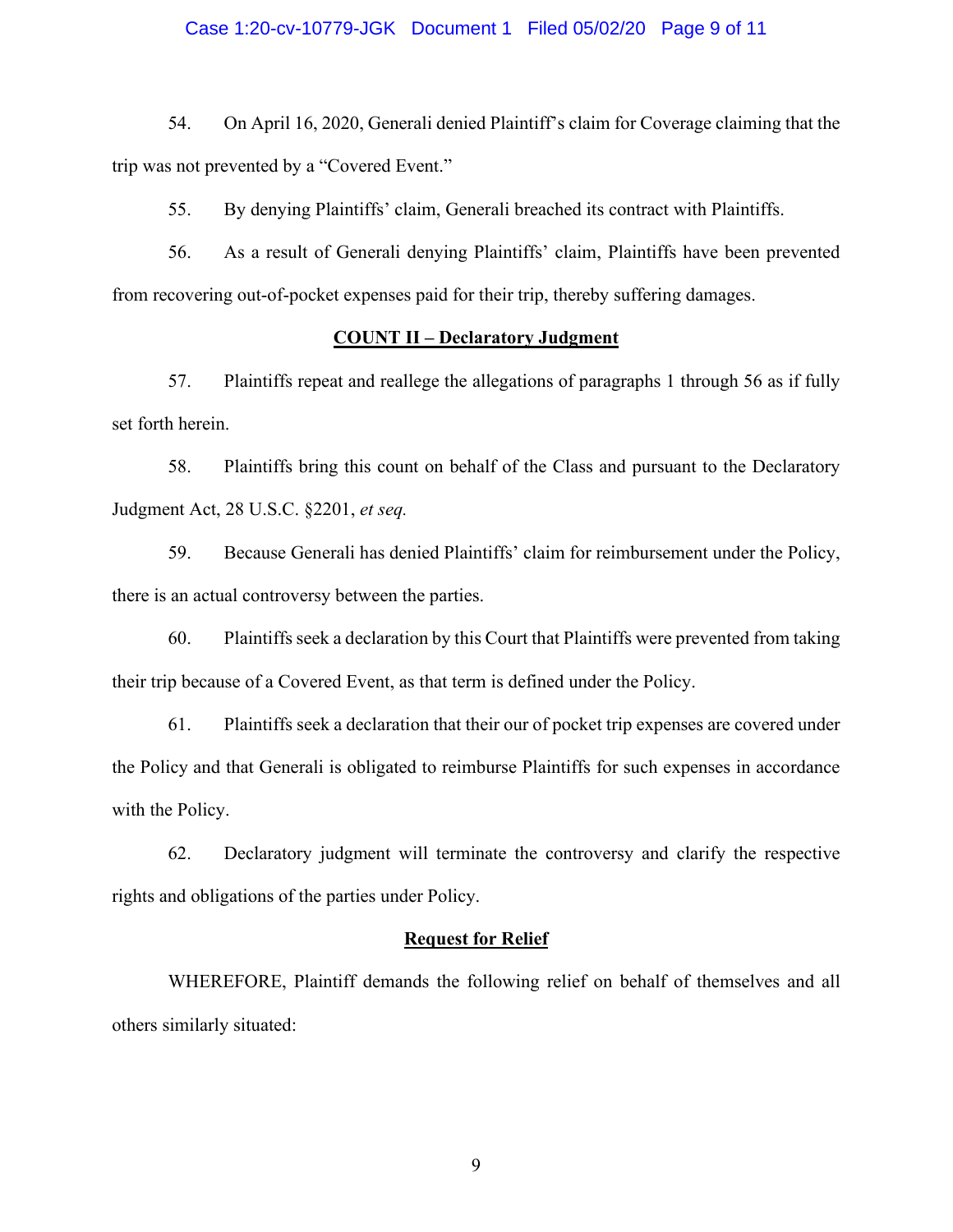54. On April 16, 2020, Generali denied Plaintiff's claim for Coverage claiming that the trip was not prevented by a "Covered Event."

55. By denying Plaintiffs' claim, Generali breached its contract with Plaintiffs.

56. As a result of Generali denying Plaintiffs' claim, Plaintiffs have been prevented from recovering out-of-pocket expenses paid for their trip, thereby suffering damages.

**COUNT II – Declaratory Judgment**

57. Plaintiffs repeat and reallege the allegations of paragraphs 1 through 56 as if fully set forth herein.

58. Plaintiffs bring this count on behalf of the Class and pursuant to the Declaratory Judgment Act, 28 U.S.C. §2201, *et seq.*

59. Because Generali has denied Plaintiffs' claim for reimbursement under the Policy, there is an actual controversy between the parties.

60. Plaintiffs seek a declaration by this Court that Plaintiffs were prevented from taking their trip because of a Covered Event, as that term is defined under the Policy.

61. Plaintiffs seek a declaration that their our of pocket trip expenses are covered under the Policy and that Generali is obligated to reimburse Plaintiffs for such expenses in accordance with the Policy.

62. Declaratory judgment will terminate the controversy and clarify the respective rights and obligations of the parties under Policy.

**Request for Relief**

WHEREFORE, Plaintiff demands the following relief on behalf of themselves and all others similarly situated: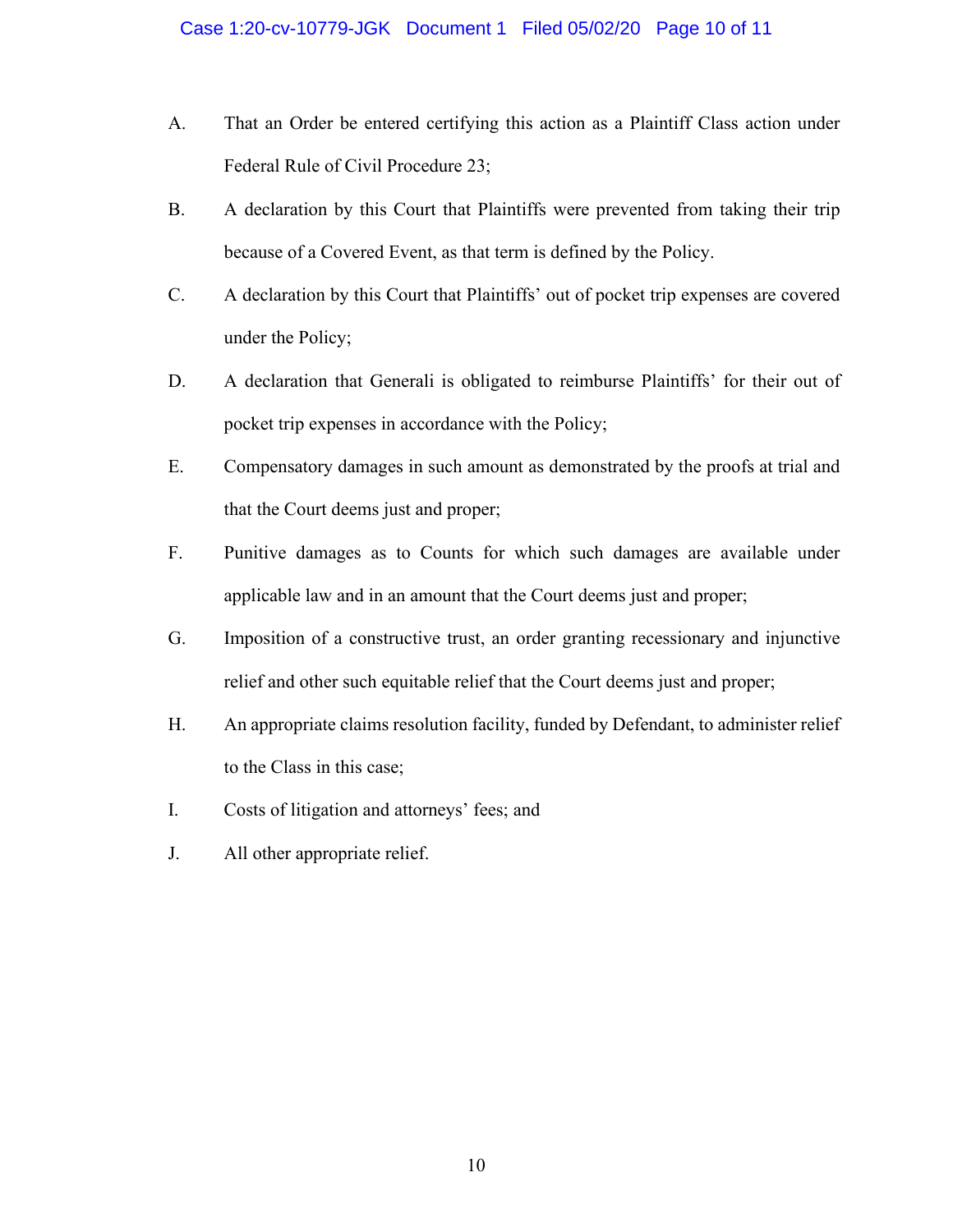A. That an Order be entered certifying this action as a Plaintiff Class action under Federal Rule of Civil Procedure 23;

B. A declaration by this Court that Plaintiffs were prevented from taking their trip because of a Covered Event, as that term is defined by the Policy.

C. A declaration by this Court that Plaintiffs' out of pocket trip expenses are covered under the Policy;

D. A declaration that Generali is obligated to reimburse Plaintiffs' for their out of pocket trip expenses in accordance with the Policy;

E. Compensatory damages in such amount as demonstrated by the proofs at trial and that the Court deems just and proper;

F. Punitive damages as to Counts for which such damages are available under applicable law and in an amount that the Court deems just and proper;

G. Imposition of a constructive trust, an order granting recessionary and injunctive relief and other such equitable relief that the Court deems just and proper;

H. An appropriate claims resolution facility, funded by Defendant, to administer relief to the Class in this case;

I. Costs of litigation and attorneys' fees; and

J. All other appropriate relief.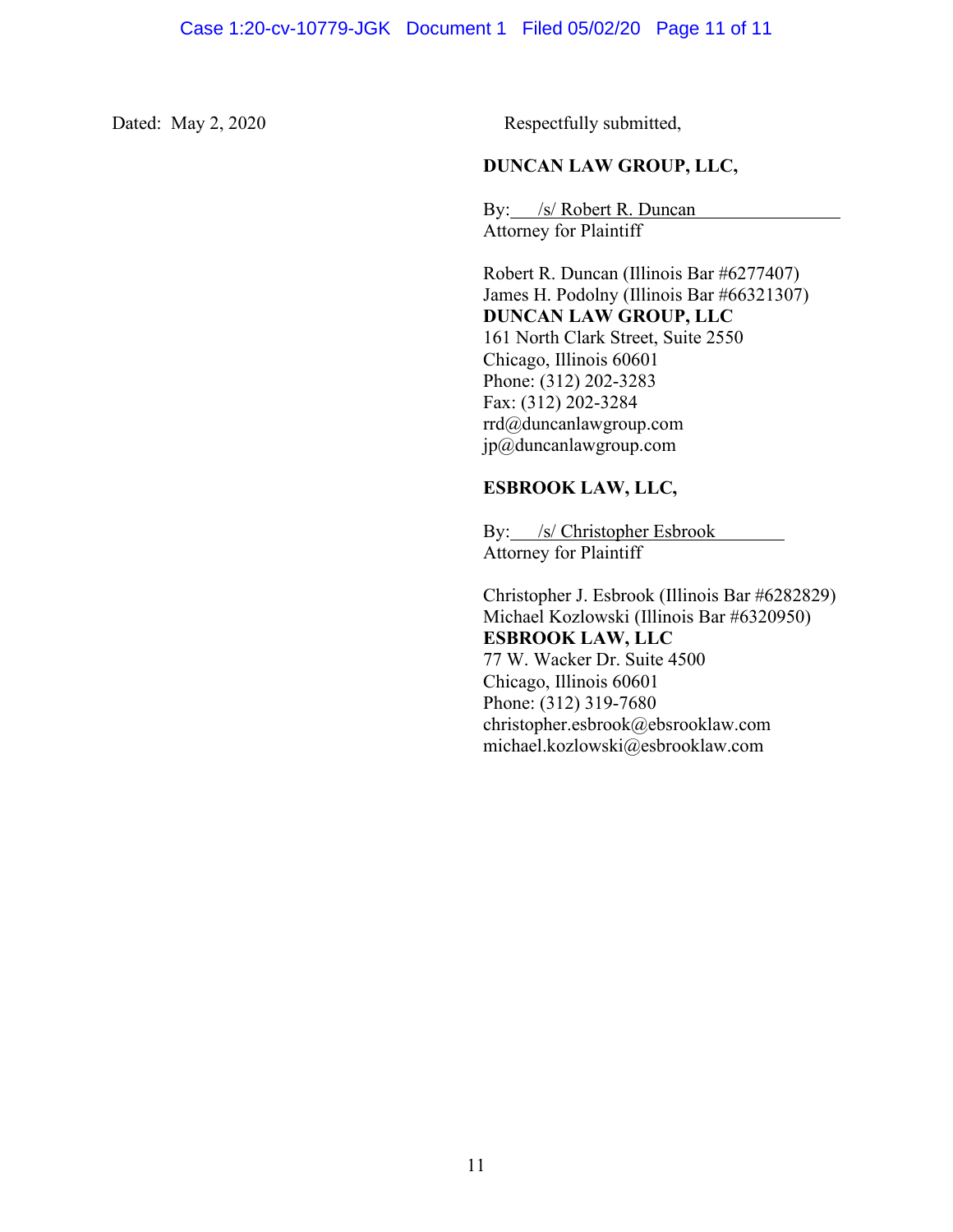Dated: May 2, 2020

Respectfully submitted,

**DUNCAN LAW GROUP, LLC,**

By: /s/ Robert R. Duncan
Attorney for Plaintiff

Robert R. Duncan (Illinois Bar #6277407)
James H. Podolny (Illinois Bar #66321307)
**DUNCAN LAW GROUP, LLC**
161 North Clark Street, Suite 2550
Chicago, Illinois 60601
Phone: (312) 202-3283
Fax: (312) 202-3284
rrd@duncanlawgroup.com
jp@duncanlawgroup.com

**ESBROOK LAW, LLC,**

By: /s/ Christopher Esbrook
Attorney for Plaintiff

Christopher J. Esbrook (Illinois Bar #6282829)
Michael Kozlowski (Illinois Bar #6320950)
**ESBROOK LAW, LLC**
77 W. Wacker Dr. Suite 4500
Chicago, Illinois 60601
Phone: (312) 319-7680
christopher.esbrook@ebsrooklaw.com
michael.kozlowski@esbrooklaw.com